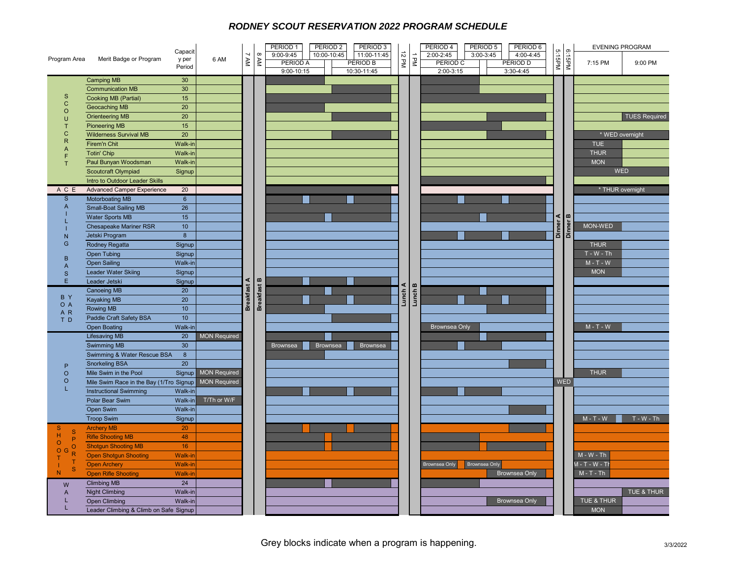# RODNEY SCOUT RESERVATION 2022 PROGRAM SCHEDULE

| Program Area | Merit Badge or Program | Capacity per Period | 6 AM | Evening 7:15 PM | Evening 9:00 PM |
|---|---|---|---|---|---|
| SCOUTCRAFT | Camping MB | 30 | | | |
| | Communication MB | 30 | | | |
| | Cooking MB (Partial) | 15 | | | |
| | Geocaching MB | 20 | | | |
| | Orienteering MB | 20 | | | TUES Required |
| | Pioneering MB | 15 | | | |
| | Wilderness Survival MB | 20 | | * WED overnight | |
| | Firem'n Chit | Walk-in | | TUE | |
| | Totin' Chip | Walk-in | | THUR | |
| | Paul Bunyan Woodsman | Walk-in | | MON | |
| | Scoutcraft Olympiad | Signup | | WED | |
| | Intro to Outdoor Leader Skills | | | | |
| A C E | Advanced Camper Experience | 20 | | * THUR overnight | |
| SAILING BASE | Motorboating MB | 6 | | | |
| | Small-Boat Sailing MB | 26 | | | |
| | Water Sports MB | 15 | | | |
| | Chesapeake Mariner RSR | 10 | | MON-WED | |
| | Jetski Program | 8 | | | |
| | Rodney Regatta | Signup | | THUR | |
| | Open Tubing | Signup | | T - W - Th | |
| | Open Sailing | Walk-in | | M - T - W | |
| | Leader Water Skiing | Signup | | MON | |
| | Leader Jetski | Signup | | | |
| BOATYARD | Canoeing MB | 20 | | | |
| | Kayaking MB | 20 | | | |
| | Rowing MB | 10 | | | |
| | Paddle Craft Safety BSA | 10 | | | |
| | Open Boating | Walk-in | | M - T - W | |
| POOL | Lifesaving MB | 20 | MON Required | | |
| | Swimming MB | 30 | | | |
| | Swimming & Water Rescue BSA | 8 | | | |
| | Snorkeling BSA | 20 | | | |
| | Mile Swim in the Pool | Signup | MON Required | THUR | |
| | Mile Swim Race in the Bay (1/Troop) | Signup | MON Required | | |
| | Instructional Swimming | Walk-in | | | |
| | Polar Bear Swim | Walk-in | T/Th or W/F | | |
| | Open Swim | Walk-in | | | |
| | Troop Swim | Signup | | M - T - W | T - W - Th |
| SHOOTING SPORTS | Archery MB | 20 | | | |
| | Rifle Shooting MB | 48 | | | |
| | Shotgun Shooting MB | 16 | | | |
| | Open Shotgun Shooting | Walk-in | | M - W - Th | |
| | Open Archery | Walk-in | | M - T - W - Th | |
| | Open Rifle Shooting | Walk-in | | M - T - Th | |
| WALL | Climbing MB | 24 | | | |
| | Night Climbing | Walk-in | | | TUE & THUR |
| | Open Climbing | Walk-in | | TUE & THUR | |
| | Leader Climbing & Climb on Safe | Signup | | MON | |

Daily time blocks: 6 AM; 7 AM Breakfast A; 8 AM Breakfast B; PERIOD 1 9:00-9:45, PERIOD 2 10:00-10:45, PERIOD 3 11:00-11:45 (PERIOD A 9:00-10:15, PERIOD B 10:30-11:45); 12 PM Lunch A; 1 PM Lunch B; PERIOD 4 2:00-2:45, PERIOD 5 3:00-3:45, PERIOD 6 4:00-4:45 (PERIOD C 2:00-3:15, PERIOD D 3:30-4:45); 5:15PM Dinner A; 6:15PM Dinner B (Mile Swim Race in the Bay: WED); Evening Program 7:15 PM and 9:00 PM.

Notes: Swimming MB Periods 1–3: Brownsea / Brownsea / Brownsea. Open Boating Period C: Brownsea Only. Open Shotgun Shooting Periods 4 and 5: Brownsea Only. Open Rifle Shooting Period D: Brownsea Only. Open Climbing Period D: Brownsea Only.

Grey blocks indicate when a program is happening.

3/3/2022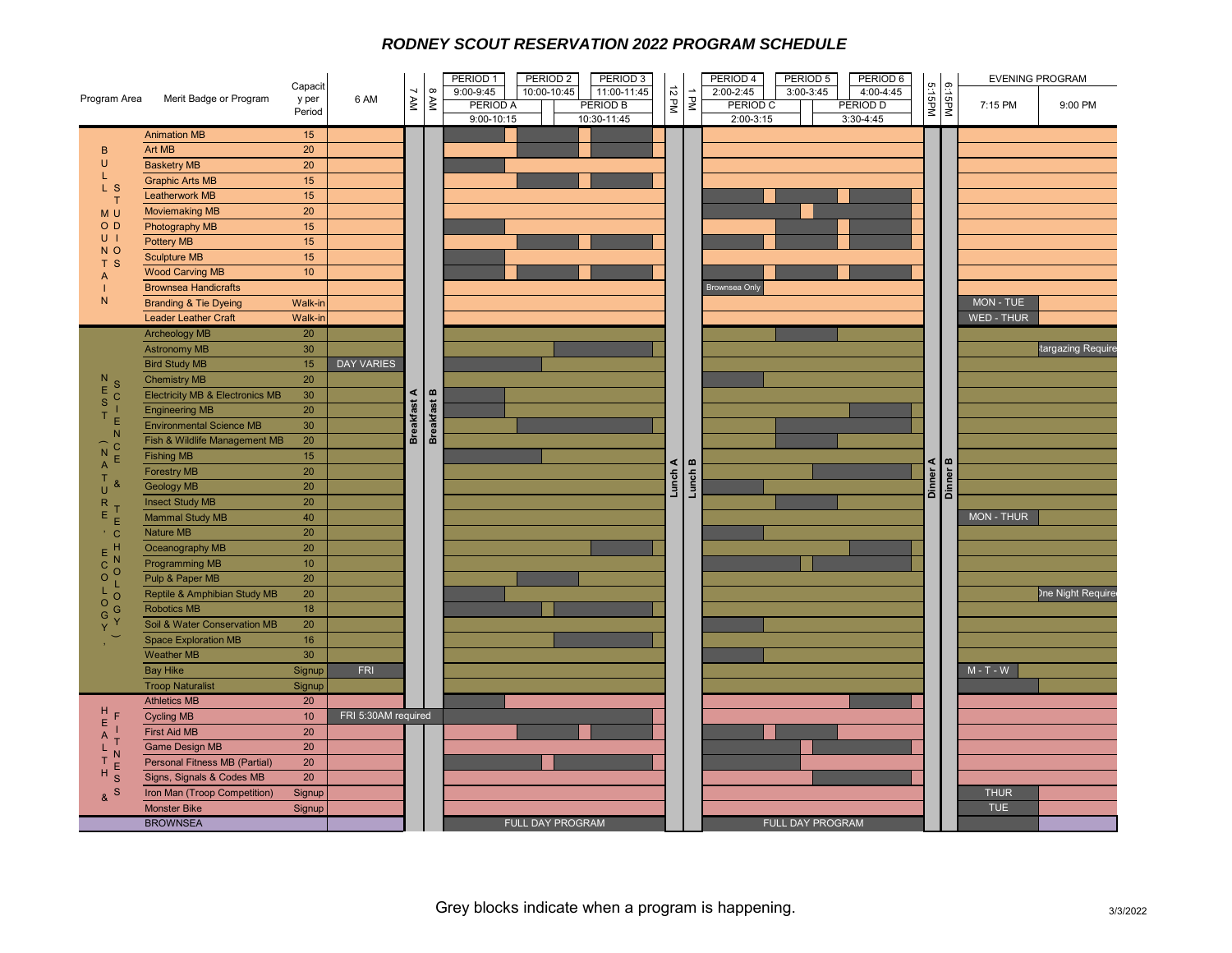# RODNEY SCOUT RESERVATION 2022 PROGRAM SCHEDULE

| Program Area | Merit Badge or Program | Capacity per Period | 6 AM | 7 AM | 8 AM | PERIOD 1 9:00-9:45 / PERIOD A 9:00-10:15 | PERIOD 2 10:00-10:45 | PERIOD 3 11:00-11:45 / PERIOD B 10:30-11:45 | 12 PM | 1 PM | PERIOD 4 2:00-2:45 / PERIOD C 2:00-3:15 | PERIOD 5 3:00-3:45 | PERIOD 6 4:00-4:45 / PERIOD D 3:30-4:45 | 5:15PM | 6:15PM | EVENING PROGRAM 7:15 PM | 9:00 PM |
|---|---|---|---|---|---|---|---|---|---|---|---|---|---|---|---|---|---|
| BULL MOUNTAIN STUDIOS | Animation MB | 15 | | Breakfast A | Breakfast B | | | | Lunch A | Lunch B | | | | Dinner A | Dinner B | | |
| | Art MB | 20 | | | | | | | | | | | | | | | |
| | Basketry MB | 20 | | | | | | | | | | | | | | | |
| | Graphic Arts MB | 15 | | | | | | | | | | | | | | | |
| | Leatherwork MB | 15 | | | | | | | | | | | | | | | |
| | Moviemaking MB | 20 | | | | | | | | | | | | | | | |
| | Photography MB | 15 | | | | | | | | | | | | | | | |
| | Pottery MB | 15 | | | | | | | | | | | | | | | |
| | Sculpture MB | 15 | | | | | | | | | | | | | | | |
| | Wood Carving MB | 10 | | | | | | | | | | | | | | | |
| | Brownsea Handicrafts | | | | | | | | | | Brownsea Only | | | | | | |
| | Branding & Tie Dyeing | Walk-in | | | | | | | | | | | | | | MON - TUE | |
| | Leader Leather Craft | Walk-in | | | | | | | | | | | | | | WED - THUR | |
| NEST (NATURE, ECOLOGY, SCIENCE & TECHNOLOGY) | Archeology MB | 20 | | | | | | | | | | | | | | | |
| | Astronomy MB | 30 | | | | | | | | | | | | | | | Stargazing Required |
| | Bird Study MB | 15 | DAY VARIES | | | | | | | | | | | | | | |
| | Chemistry MB | 20 | | | | | | | | | | | | | | | |
| | Electricity MB & Electronics MB | 30 | | | | | | | | | | | | | | | |
| | Engineering MB | 20 | | | | | | | | | | | | | | | |
| | Environmental Science MB | 30 | | | | | | | | | | | | | | | |
| | Fish & Wildlife Management MB | 20 | | | | | | | | | | | | | | | |
| | Fishing MB | 15 | | | | | | | | | | | | | | | |
| | Forestry MB | 20 | | | | | | | | | | | | | | | |
| | Geology MB | 20 | | | | | | | | | | | | | | | |
| | Insect Study MB | 20 | | | | | | | | | | | | | | | |
| | Mammal Study MB | 40 | | | | | | | | | | | | | | MON - THUR | |
| | Nature MB | 20 | | | | | | | | | | | | | | | |
| | Oceanography MB | 20 | | | | | | | | | | | | | | | |
| | Programming MB | 10 | | | | | | | | | | | | | | | |
| | Pulp & Paper MB | 20 | | | | | | | | | | | | | | | |
| | Reptile & Amphibian Study MB | 20 | | | | | | | | | | | | | | | One Night Required |
| | Robotics MB | 18 | | | | | | | | | | | | | | | |
| | Soil & Water Conservation MB | 20 | | | | | | | | | | | | | | | |
| | Space Exploration MB | 16 | | | | | | | | | | | | | | | |
| | Weather MB | 30 | | | | | | | | | | | | | | | |
| | Bay Hike | Signup | FRI | | | | | | | | | | | | | M - T - W | |
| | Troop Naturalist | Signup | | | | | | | | | | | | | | | |
| HEALTH & FITNESS | Athletics MB | 20 | | | | | | | | | | | | | | | |
| | Cycling MB | 10 | FRI 5:30AM required | | | | | | | | | | | | | | |
| | First Aid MB | 20 | | | | | | | | | | | | | | | |
| | Game Design MB | 20 | | | | | | | | | | | | | | | |
| | Personal Fitness MB (Partial) | 20 | | | | | | | | | | | | | | | |
| | Signs, Signals & Codes MB | 20 | | | | | | | | | | | | | | | |
| | Iron Man (Troop Competition) | Signup | | | | | | | | | | | | | | THUR | |
| | Monster Bike | Signup | | | | | | | | | | | | | | TUE | |
| | BROWNSEA | | | | | FULL DAY PROGRAM | | | | | FULL DAY PROGRAM | | | | | | |

Grey blocks indicate when a program is happening.

3/3/2022